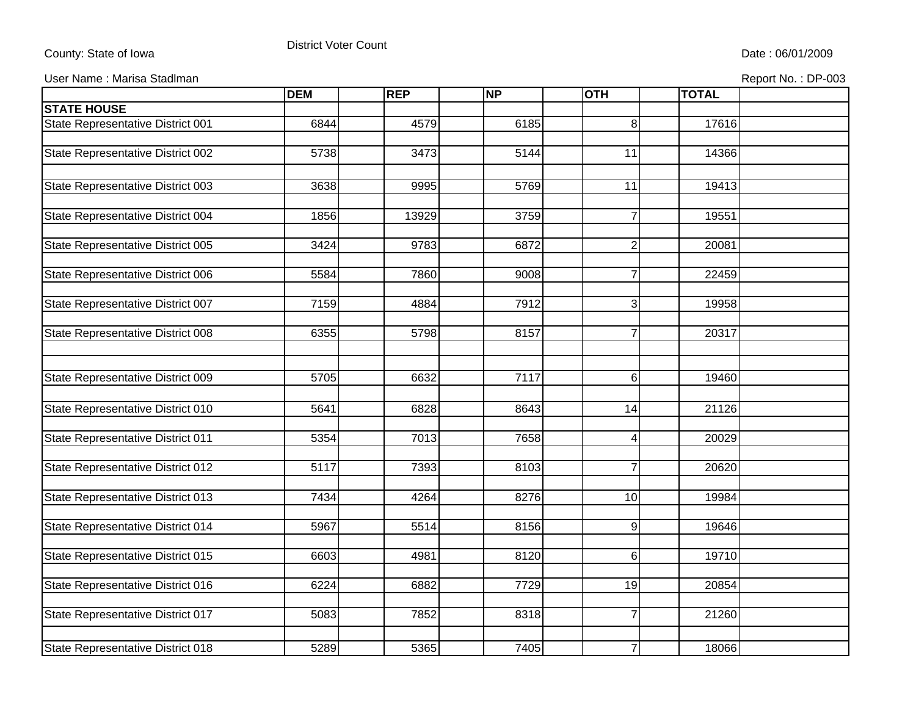County: State of Iowa

District Voter Count

Date : 06/01/2009

User Name : Marisa Stadlman

Report No. : DP-003

| | DEM | REP | NP | OTH | TOTAL |
|---|---|---|---|---|---|
| **STATE HOUSE** | | | | | |
| State Representative District 001 | 6844 | 4579 | 6185 | 8 | 17616 |
| State Representative District 002 | 5738 | 3473 | 5144 | 11 | 14366 |
| State Representative District 003 | 3638 | 9995 | 5769 | 11 | 19413 |
| State Representative District 004 | 1856 | 13929 | 3759 | 7 | 19551 |
| State Representative District 005 | 3424 | 9783 | 6872 | 2 | 20081 |
| State Representative District 006 | 5584 | 7860 | 9008 | 7 | 22459 |
| State Representative District 007 | 7159 | 4884 | 7912 | 3 | 19958 |
| State Representative District 008 | 6355 | 5798 | 8157 | 7 | 20317 |
| State Representative District 009 | 5705 | 6632 | 7117 | 6 | 19460 |
| State Representative District 010 | 5641 | 6828 | 8643 | 14 | 21126 |
| State Representative District 011 | 5354 | 7013 | 7658 | 4 | 20029 |
| State Representative District 012 | 5117 | 7393 | 8103 | 7 | 20620 |
| State Representative District 013 | 7434 | 4264 | 8276 | 10 | 19984 |
| State Representative District 014 | 5967 | 5514 | 8156 | 9 | 19646 |
| State Representative District 015 | 6603 | 4981 | 8120 | 6 | 19710 |
| State Representative District 016 | 6224 | 6882 | 7729 | 19 | 20854 |
| State Representative District 017 | 5083 | 7852 | 8318 | 7 | 21260 |
| State Representative District 018 | 5289 | 5365 | 7405 | 7 | 18066 |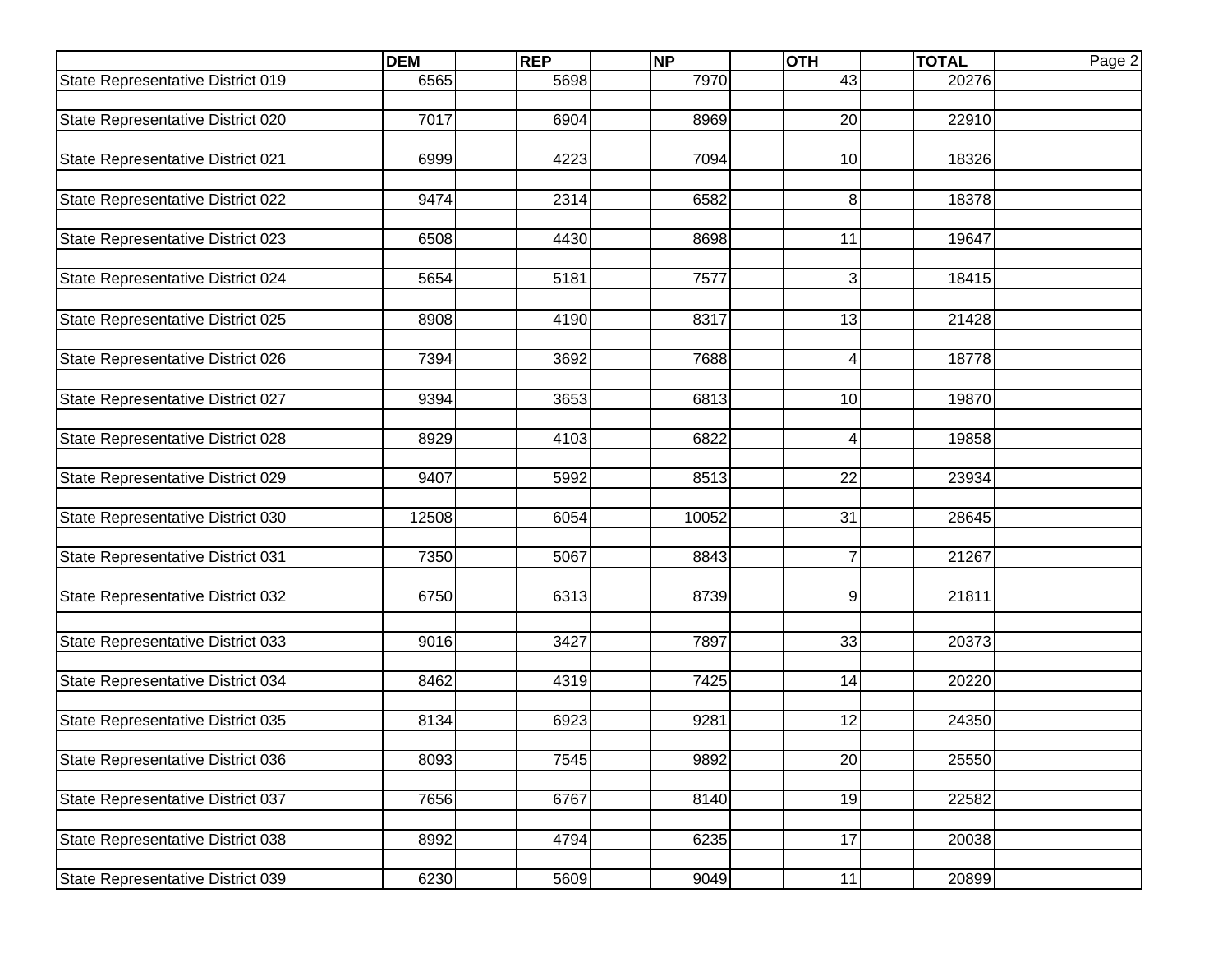| | DEM | REP | NP | OTH | TOTAL |
|---|---|---|---|---|---|
| State Representative District 019 | 6565 | 5698 | 7970 | 43 | 20276 |
| State Representative District 020 | 7017 | 6904 | 8969 | 20 | 22910 |
| State Representative District 021 | 6999 | 4223 | 7094 | 10 | 18326 |
| State Representative District 022 | 9474 | 2314 | 6582 | 8 | 18378 |
| State Representative District 023 | 6508 | 4430 | 8698 | 11 | 19647 |
| State Representative District 024 | 5654 | 5181 | 7577 | 3 | 18415 |
| State Representative District 025 | 8908 | 4190 | 8317 | 13 | 21428 |
| State Representative District 026 | 7394 | 3692 | 7688 | 4 | 18778 |
| State Representative District 027 | 9394 | 3653 | 6813 | 10 | 19870 |
| State Representative District 028 | 8929 | 4103 | 6822 | 4 | 19858 |
| State Representative District 029 | 9407 | 5992 | 8513 | 22 | 23934 |
| State Representative District 030 | 12508 | 6054 | 10052 | 31 | 28645 |
| State Representative District 031 | 7350 | 5067 | 8843 | 7 | 21267 |
| State Representative District 032 | 6750 | 6313 | 8739 | 9 | 21811 |
| State Representative District 033 | 9016 | 3427 | 7897 | 33 | 20373 |
| State Representative District 034 | 8462 | 4319 | 7425 | 14 | 20220 |
| State Representative District 035 | 8134 | 6923 | 9281 | 12 | 24350 |
| State Representative District 036 | 8093 | 7545 | 9892 | 20 | 25550 |
| State Representative District 037 | 7656 | 6767 | 8140 | 19 | 22582 |
| State Representative District 038 | 8992 | 4794 | 6235 | 17 | 20038 |
| State Representative District 039 | 6230 | 5609 | 9049 | 11 | 20899 |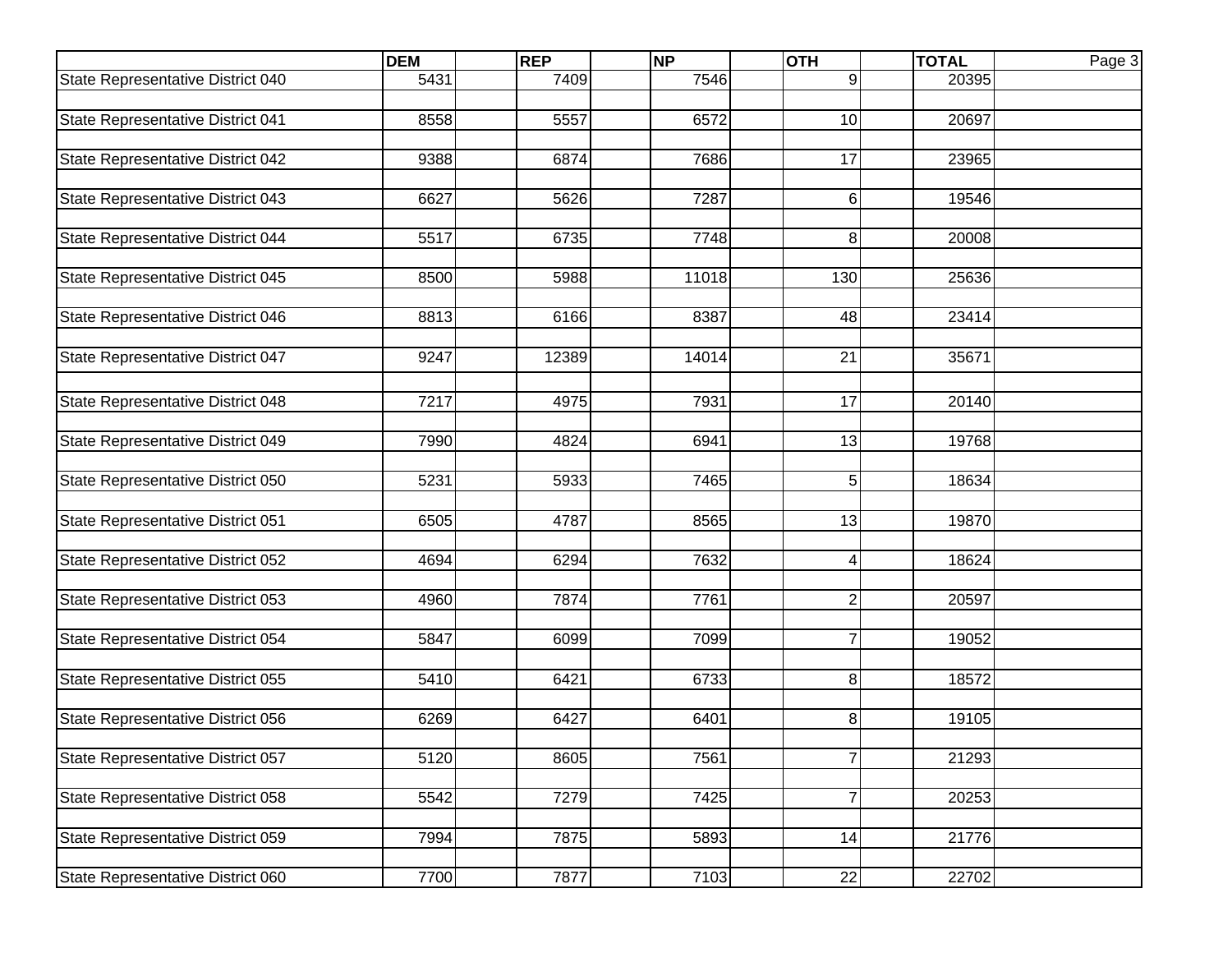| | DEM | REP | NP | OTH | TOTAL |
|---|---|---|---|---|---|
| State Representative District 040 | 5431 | 7409 | 7546 | 9 | 20395 |
| State Representative District 041 | 8558 | 5557 | 6572 | 10 | 20697 |
| State Representative District 042 | 9388 | 6874 | 7686 | 17 | 23965 |
| State Representative District 043 | 6627 | 5626 | 7287 | 6 | 19546 |
| State Representative District 044 | 5517 | 6735 | 7748 | 8 | 20008 |
| State Representative District 045 | 8500 | 5988 | 11018 | 130 | 25636 |
| State Representative District 046 | 8813 | 6166 | 8387 | 48 | 23414 |
| State Representative District 047 | 9247 | 12389 | 14014 | 21 | 35671 |
| State Representative District 048 | 7217 | 4975 | 7931 | 17 | 20140 |
| State Representative District 049 | 7990 | 4824 | 6941 | 13 | 19768 |
| State Representative District 050 | 5231 | 5933 | 7465 | 5 | 18634 |
| State Representative District 051 | 6505 | 4787 | 8565 | 13 | 19870 |
| State Representative District 052 | 4694 | 6294 | 7632 | 4 | 18624 |
| State Representative District 053 | 4960 | 7874 | 7761 | 2 | 20597 |
| State Representative District 054 | 5847 | 6099 | 7099 | 7 | 19052 |
| State Representative District 055 | 5410 | 6421 | 6733 | 8 | 18572 |
| State Representative District 056 | 6269 | 6427 | 6401 | 8 | 19105 |
| State Representative District 057 | 5120 | 8605 | 7561 | 7 | 21293 |
| State Representative District 058 | 5542 | 7279 | 7425 | 7 | 20253 |
| State Representative District 059 | 7994 | 7875 | 5893 | 14 | 21776 |
| State Representative District 060 | 7700 | 7877 | 7103 | 22 | 22702 |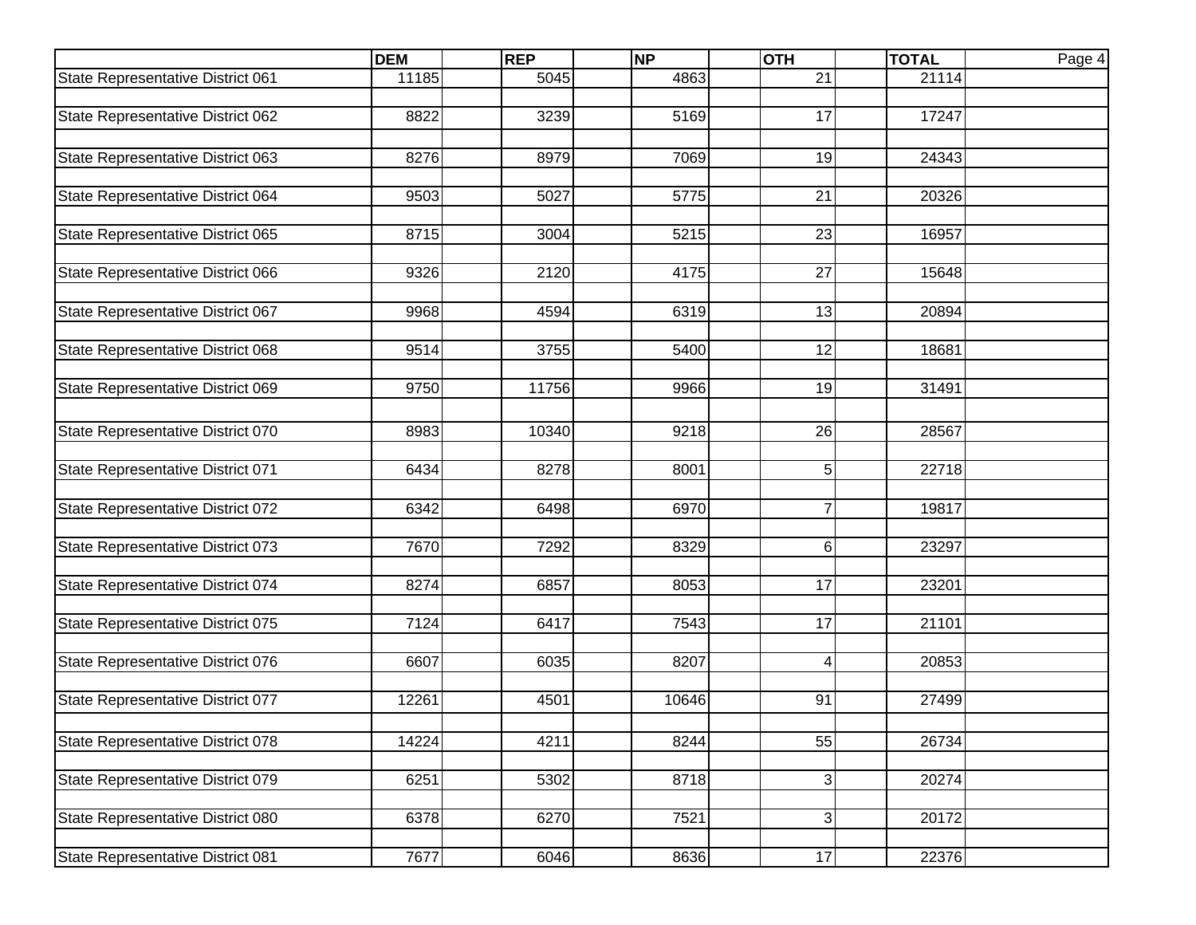| | DEM | REP | NP | OTH | TOTAL |
|---|---|---|---|---|---|
| State Representative District 061 | 11185 | 5045 | 4863 | 21 | 21114 |
| State Representative District 062 | 8822 | 3239 | 5169 | 17 | 17247 |
| State Representative District 063 | 8276 | 8979 | 7069 | 19 | 24343 |
| State Representative District 064 | 9503 | 5027 | 5775 | 21 | 20326 |
| State Representative District 065 | 8715 | 3004 | 5215 | 23 | 16957 |
| State Representative District 066 | 9326 | 2120 | 4175 | 27 | 15648 |
| State Representative District 067 | 9968 | 4594 | 6319 | 13 | 20894 |
| State Representative District 068 | 9514 | 3755 | 5400 | 12 | 18681 |
| State Representative District 069 | 9750 | 11756 | 9966 | 19 | 31491 |
| State Representative District 070 | 8983 | 10340 | 9218 | 26 | 28567 |
| State Representative District 071 | 6434 | 8278 | 8001 | 5 | 22718 |
| State Representative District 072 | 6342 | 6498 | 6970 | 7 | 19817 |
| State Representative District 073 | 7670 | 7292 | 8329 | 6 | 23297 |
| State Representative District 074 | 8274 | 6857 | 8053 | 17 | 23201 |
| State Representative District 075 | 7124 | 6417 | 7543 | 17 | 21101 |
| State Representative District 076 | 6607 | 6035 | 8207 | 4 | 20853 |
| State Representative District 077 | 12261 | 4501 | 10646 | 91 | 27499 |
| State Representative District 078 | 14224 | 4211 | 8244 | 55 | 26734 |
| State Representative District 079 | 6251 | 5302 | 8718 | 3 | 20274 |
| State Representative District 080 | 6378 | 6270 | 7521 | 3 | 20172 |
| State Representative District 081 | 7677 | 6046 | 8636 | 17 | 22376 |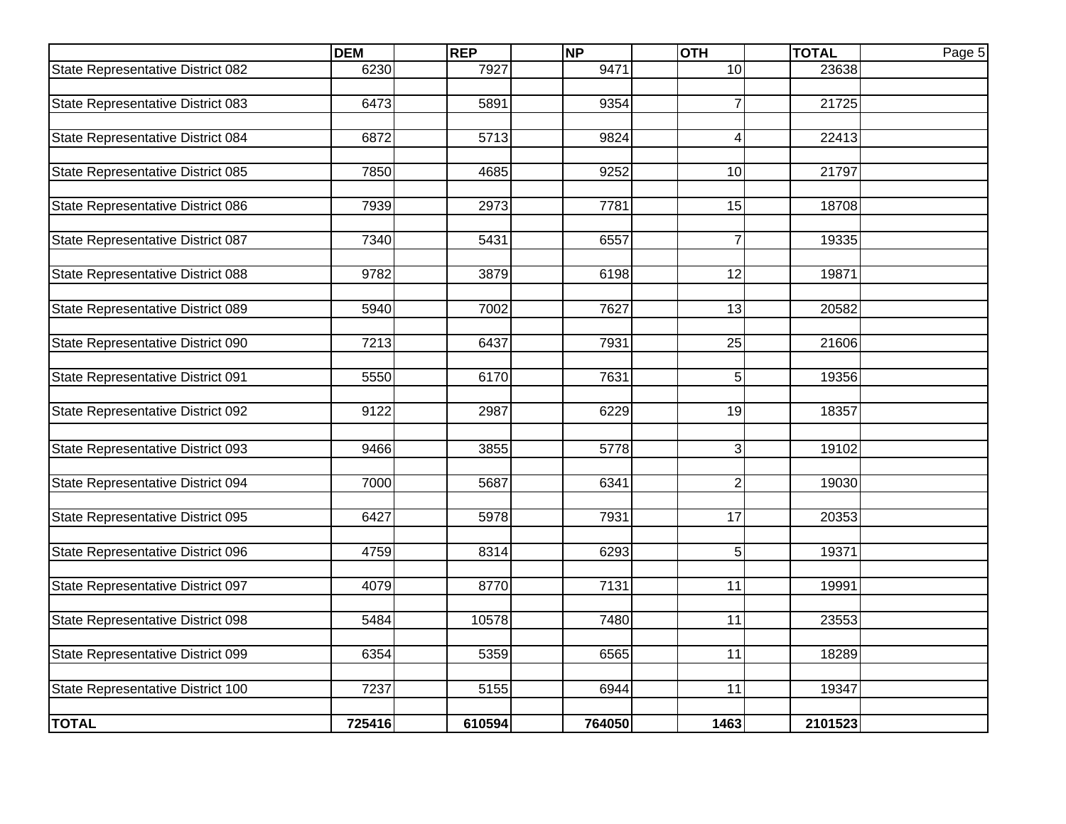| | DEM | REP | NP | OTH | TOTAL |
|---|---|---|---|---|---|
| State Representative District 082 | 6230 | 7927 | 9471 | 10 | 23638 |
| State Representative District 083 | 6473 | 5891 | 9354 | 7 | 21725 |
| State Representative District 084 | 6872 | 5713 | 9824 | 4 | 22413 |
| State Representative District 085 | 7850 | 4685 | 9252 | 10 | 21797 |
| State Representative District 086 | 7939 | 2973 | 7781 | 15 | 18708 |
| State Representative District 087 | 7340 | 5431 | 6557 | 7 | 19335 |
| State Representative District 088 | 9782 | 3879 | 6198 | 12 | 19871 |
| State Representative District 089 | 5940 | 7002 | 7627 | 13 | 20582 |
| State Representative District 090 | 7213 | 6437 | 7931 | 25 | 21606 |
| State Representative District 091 | 5550 | 6170 | 7631 | 5 | 19356 |
| State Representative District 092 | 9122 | 2987 | 6229 | 19 | 18357 |
| State Representative District 093 | 9466 | 3855 | 5778 | 3 | 19102 |
| State Representative District 094 | 7000 | 5687 | 6341 | 2 | 19030 |
| State Representative District 095 | 6427 | 5978 | 7931 | 17 | 20353 |
| State Representative District 096 | 4759 | 8314 | 6293 | 5 | 19371 |
| State Representative District 097 | 4079 | 8770 | 7131 | 11 | 19991 |
| State Representative District 098 | 5484 | 10578 | 7480 | 11 | 23553 |
| State Representative District 099 | 6354 | 5359 | 6565 | 11 | 18289 |
| State Representative District 100 | 7237 | 5155 | 6944 | 11 | 19347 |
| **TOTAL** | **725416** | **610594** | **764050** | **1463** | **2101523** |